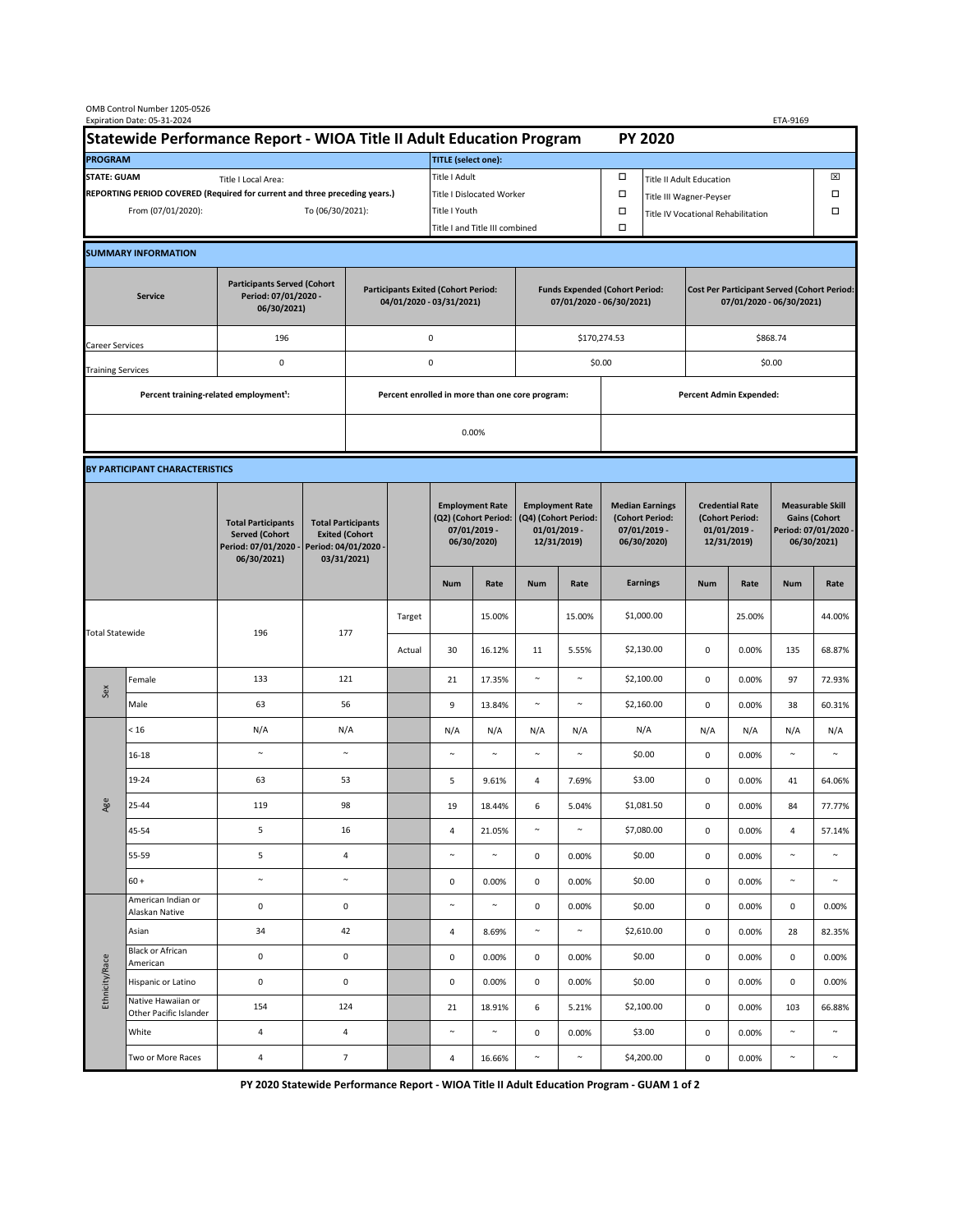OMB Control Number 1205-0526
Expiration Date: 05-31-2024

ETA-9169

# Statewide Performance Report - WIOA Title II Adult Education Program — PY 2020

| PROGRAM | | TITLE (select one): | | | |
|---|---|---|---|---|---|
| STATE: GUAM | Title I Local Area: | Title I Adult | ☐ | Title II Adult Education | ☒ |
| REPORTING PERIOD COVERED (Required for current and three preceding years.) | | Title I Dislocated Worker | ☐ | Title III Wagner-Peyser | ☐ |
| From (07/01/2020): | To (06/30/2021): | Title I Youth | ☐ | Title IV Vocational Rehabilitation | ☐ |
| | | Title I and Title III combined | ☐ | | |

## SUMMARY INFORMATION

| Service | Participants Served (Cohort Period: 07/01/2020 - 06/30/2021) | Participants Exited (Cohort Period: 04/01/2020 - 03/31/2021) | Funds Expended (Cohort Period: 07/01/2020 - 06/30/2021) | Cost Per Participant Served (Cohort Period: 07/01/2020 - 06/30/2021) |
|---|---|---|---|---|
| Career Services | 196 | 0 | $170,274.53 | $868.74 |
| Training Services | 0 | 0 | $0.00 | $0.00 |
| Percent training-related employment[1]: | | Percent enrolled in more than one core program: | Percent Admin Expended: | |
| | | 0.00% | | |

## BY PARTICIPANT CHARACTERISTICS

| | | Total Participants Served (Cohort Period: 07/01/2020 - 06/30/2021) | Total Participants Exited (Cohort Period: 04/01/2020 - 03/31/2021) | | Employment Rate (Q2) (Cohort Period: 07/01/2019 - 06/30/2020) | | Employment Rate (Q4) (Cohort Period: 01/01/2019 - 12/31/2019) | | Median Earnings (Cohort Period: 07/01/2019 - 06/30/2020) | Credential Rate (Cohort Period: 01/01/2019 - 12/31/2019) | | Measurable Skill Gains (Cohort Period: 07/01/2020 - 06/30/2021) | |
|---|---|---|---|---|---|---|---|---|---|---|---|---|---|
| | | | | | Num | Rate | Num | Rate | Earnings | Num | Rate | Num | Rate |
| Total Statewide | | 196 | 177 | Target | | 15.00% | | 15.00% | $1,000.00 | | 25.00% | | 44.00% |
| | | | | Actual | 30 | 16.12% | 11 | 5.55% | $2,130.00 | 0 | 0.00% | 135 | 68.87% |
| Sex | Female | 133 | 121 | | 21 | 17.35% | ~ | ~ | $2,100.00 | 0 | 0.00% | 97 | 72.93% |
| | Male | 63 | 56 | | 9 | 13.84% | ~ | ~ | $2,160.00 | 0 | 0.00% | 38 | 60.31% |
| Age | < 16 | N/A | N/A | | N/A | N/A | N/A | N/A | N/A | N/A | N/A | N/A | N/A |
| | 16-18 | ~ | ~ | | ~ | ~ | ~ | ~ | $0.00 | 0 | 0.00% | ~ | ~ |
| | 19-24 | 63 | 53 | | 5 | 9.61% | 4 | 7.69% | $3.00 | 0 | 0.00% | 41 | 64.06% |
| | 25-44 | 119 | 98 | | 19 | 18.44% | 6 | 5.04% | $1,081.50 | 0 | 0.00% | 84 | 77.77% |
| | 45-54 | 5 | 16 | | 4 | 21.05% | ~ | ~ | $7,080.00 | 0 | 0.00% | 4 | 57.14% |
| | 55-59 | 5 | 4 | | ~ | ~ | 0 | 0.00% | $0.00 | 0 | 0.00% | ~ | ~ |
| | 60 + | ~ | ~ | | 0 | 0.00% | 0 | 0.00% | $0.00 | 0 | 0.00% | ~ | ~ |
| Ethnicity/Race | American Indian or Alaskan Native | 0 | 0 | | ~ | ~ | 0 | 0.00% | $0.00 | 0 | 0.00% | 0 | 0.00% |
| | Asian | 34 | 42 | | 4 | 8.69% | ~ | ~ | $2,610.00 | 0 | 0.00% | 28 | 82.35% |
| | Black or African American | 0 | 0 | | 0 | 0.00% | 0 | 0.00% | $0.00 | 0 | 0.00% | 0 | 0.00% |
| | Hispanic or Latino | 0 | 0 | | 0 | 0.00% | 0 | 0.00% | $0.00 | 0 | 0.00% | 0 | 0.00% |
| | Native Hawaiian or Other Pacific Islander | 154 | 124 | | 21 | 18.91% | 6 | 5.21% | $2,100.00 | 0 | 0.00% | 103 | 66.88% |
| | White | 4 | 4 | | ~ | ~ | 0 | 0.00% | $3.00 | 0 | 0.00% | ~ | ~ |
| | Two or More Races | 4 | 7 | | 4 | 16.66% | ~ | ~ | $4,200.00 | 0 | 0.00% | ~ | ~ |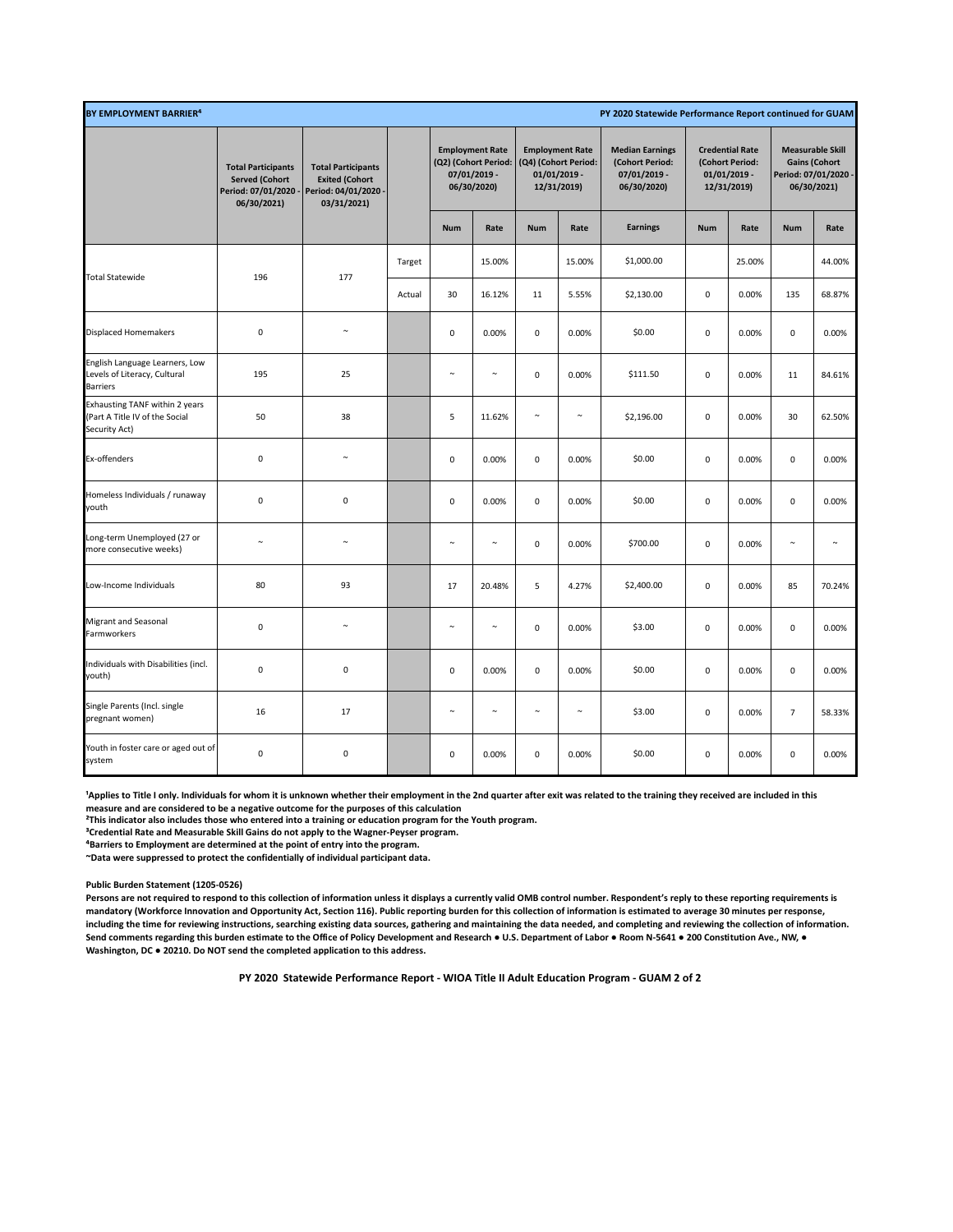| BY EMPLOYMENT BARRIER[4] | | | | | | | | | | | | | |
|---|---|---|---|---|---|---|---|---|---|---|---|---|---|
| | Total Participants Served (Cohort Period: 07/01/2020 - 06/30/2021) | Total Participants Exited (Cohort Period: 04/01/2020 - 03/31/2021) | | Employment Rate (Q2) (Cohort Period: 07/01/2019 - 06/30/2020) | | Employment Rate (Q4) (Cohort Period: 01/01/2019 - 12/31/2019) | | Median Earnings (Cohort Period: 07/01/2019 - 06/30/2020) | Credential Rate (Cohort Period: 01/01/2019 - 12/31/2019) | | Measurable Skill Gains (Cohort Period: 07/01/2020 - 06/30/2021) | |
| | | | | Num | Rate | Num | Rate | Earnings | Num | Rate | Num | Rate |
| Total Statewide | 196 | 177 | Target | | 15.00% | | 15.00% | $1,000.00 | | 25.00% | | 44.00% |
| | | | Actual | 30 | 16.12% | 11 | 5.55% | $2,130.00 | 0 | 0.00% | 135 | 68.87% |
| Displaced Homemakers | 0 | ~ | | 0 | 0.00% | 0 | 0.00% | $0.00 | 0 | 0.00% | 0 | 0.00% |
| English Language Learners, Low Levels of Literacy, Cultural Barriers | 195 | 25 | | ~ | ~ | 0 | 0.00% | $111.50 | 0 | 0.00% | 11 | 84.61% |
| Exhausting TANF within 2 years (Part A Title IV of the Social Security Act) | 50 | 38 | | 5 | 11.62% | ~ | ~ | $2,196.00 | 0 | 0.00% | 30 | 62.50% |
| Ex-offenders | 0 | ~ | | 0 | 0.00% | 0 | 0.00% | $0.00 | 0 | 0.00% | 0 | 0.00% |
| Homeless Individuals / runaway youth | 0 | 0 | | 0 | 0.00% | 0 | 0.00% | $0.00 | 0 | 0.00% | 0 | 0.00% |
| Long-term Unemployed (27 or more consecutive weeks) | ~ | ~ | | ~ | ~ | 0 | 0.00% | $700.00 | 0 | 0.00% | ~ | ~ |
| Low-Income Individuals | 80 | 93 | | 17 | 20.48% | 5 | 4.27% | $2,400.00 | 0 | 0.00% | 85 | 70.24% |
| Migrant and Seasonal Farmworkers | 0 | ~ | | ~ | ~ | 0 | 0.00% | $3.00 | 0 | 0.00% | 0 | 0.00% |
| Individuals with Disabilities (incl. youth) | 0 | 0 | | 0 | 0.00% | 0 | 0.00% | $0.00 | 0 | 0.00% | 0 | 0.00% |
| Single Parents (Incl. single pregnant women) | 16 | 17 | | ~ | ~ | ~ | ~ | $3.00 | 0 | 0.00% | 7 | 58.33% |
| Youth in foster care or aged out of system | 0 | 0 | | 0 | 0.00% | 0 | 0.00% | $0.00 | 0 | 0.00% | 0 | 0.00% |

**[1]Applies to Title I only. Individuals for whom it is unknown whether their employment in the 2nd quarter after exit was related to the training they received are included in this measure and are considered to be a negative outcome for the purposes of this calculation**

**[2]This indicator also includes those who entered into a training or education program for the Youth program.**

**[3]Credential Rate and Measurable Skill Gains do not apply to the Wagner-Peyser program.**

**[4]Barriers to Employment are determined at the point of entry into the program.**

**~Data were suppressed to protect the confidentially of individual participant data.**

**Public Burden Statement (1205-0526)**

**Persons are not required to respond to this collection of information unless it displays a currently valid OMB control number. Respondent's reply to these reporting requirements is mandatory (Workforce Innovation and Opportunity Act, Section 116). Public reporting burden for this collection of information is estimated to average 30 minutes per response, including the time for reviewing instructions, searching existing data sources, gathering and maintaining the data needed, and completing and reviewing the collection of information. Send comments regarding this burden estimate to the Office of Policy Development and Research ● U.S. Department of Labor ● Room N-5641 ● 200 Constitution Ave., NW, ● Washington, DC ● 20210. Do NOT send the completed application to this address.**

**PY 2020 Statewide Performance Report - WIOA Title II Adult Education Program - GUAM 2 of 2**